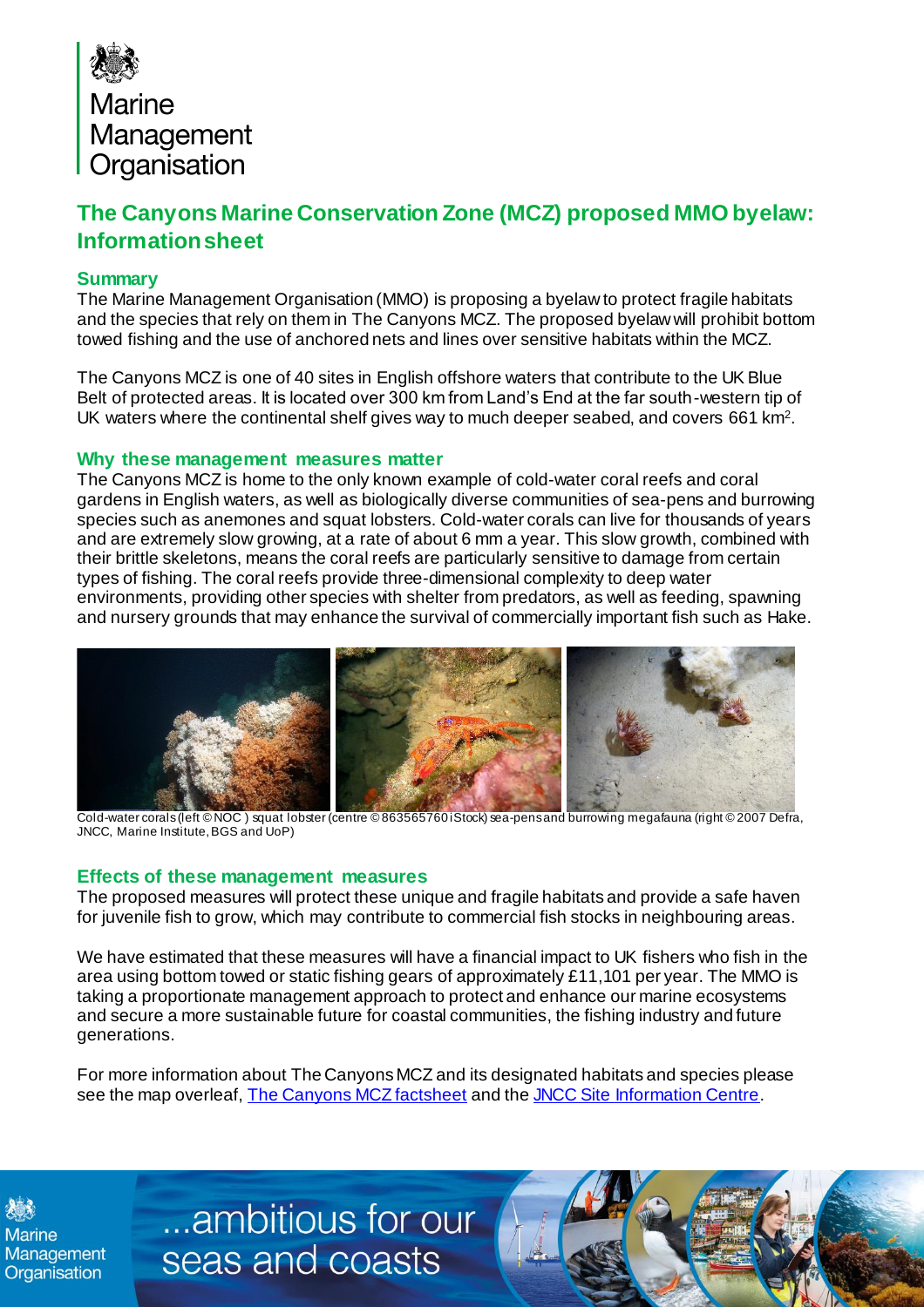Marine Management Organisation

# The Canyons Marine Conservation Zone (MCZ) proposed MMO byelaw: Information sheet

## Summary

The Marine Management Organisation (MMO) is proposing a byelaw to protect fragile habitats and the species that rely on them in The Canyons MCZ. The proposed byelaw will prohibit bottom towed fishing and the use of anchored nets and lines over sensitive habitats within the MCZ.

The Canyons MCZ is one of 40 sites in English offshore waters that contribute to the UK Blue Belt of protected areas. It is located over 300 km from Land's End at the far south-western tip of UK waters where the continental shelf gives way to much deeper seabed, and covers 661 $km^2$.

## Why these management measures matter

The Canyons MCZ is home to the only known example of cold-water coral reefs and coral gardens in English waters, as well as biologically diverse communities of sea-pens and burrowing species such as anemones and squat lobsters. Cold-water corals can live for thousands of years and are extremely slow growing, at a rate of about 6 mm a year. This slow growth, combined with their brittle skeletons, means the coral reefs are particularly sensitive to damage from certain types of fishing. The coral reefs provide three-dimensional complexity to deep water environments, providing other species with shelter from predators, as well as feeding, spawning and nursery grounds that may enhance the survival of commercially important fish such as Hake.

Cold-water corals (left © NOC ) squat lobster (centre © 863565760 iStock) sea-pens and burrowing megafauna (right © 2007 Defra, JNCC, Marine Institute, BGS and UoP)

## Effects of these management measures

The proposed measures will protect these unique and fragile habitats and provide a safe haven for juvenile fish to grow, which may contribute to commercial fish stocks in neighbouring areas.

We have estimated that these measures will have a financial impact to UK fishers who fish in the area using bottom towed or static fishing gears of approximately £11,101 per year. The MMO is taking a proportionate management approach to protect and enhance our marine ecosystems and secure a more sustainable future for coastal communities, the fishing industry and future generations.

For more information about The Canyons MCZ and its designated habitats and species please see the map overleaf, [The Canyons MCZ factsheet] and the [JNCC Site Information Centre].

...ambitious for our seas and coasts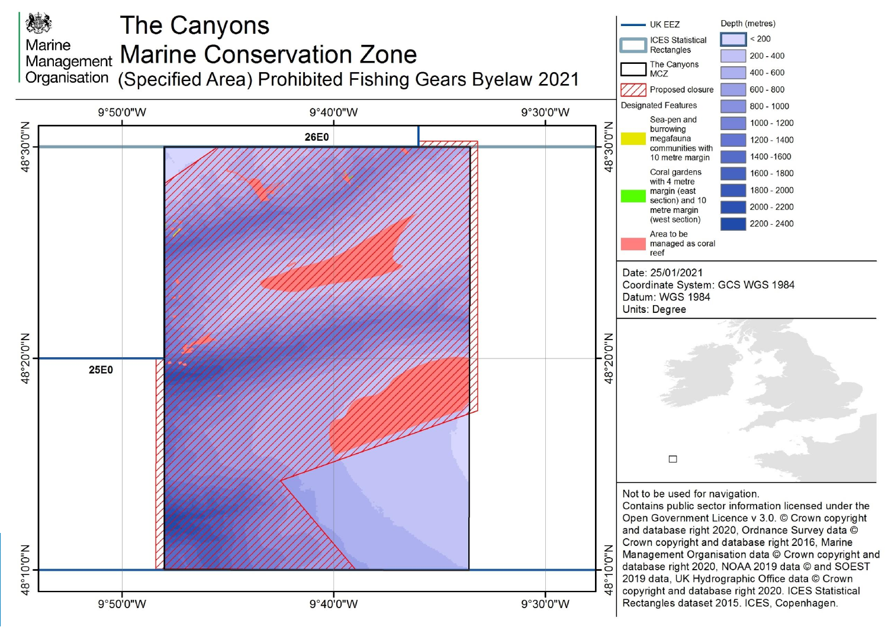Marine Management Organisation

# The Canyons Marine Conservation Zone (Specified Area) Prohibited Fishing Gears Byelaw 2021

9°50'0"W
9°40'0"W
9°30'0"W

48°30'0"N
48°20'0"N
48°10'0"N

26E0
25E0

UK EEZ
ICES Statistical Rectangles
The Canyons MCZ
Proposed closure

Designated Features
Sea-pen and burrowing megafauna communities with 10 metre margin
Coral gardens with 4 metre margin (east section) and 10 metre margin (west section)
Area to be managed as coral reef

Depth (metres)
< 200
200 - 400
400 - 600
600 - 800
800 - 1000
1000 - 1200
1200 - 1400
1400 -1600
1600 - 1800
1800 - 2000
2000 - 2200
2200 - 2400

Date: 25/01/2021
Coordinate System: GCS WGS 1984
Datum: WGS 1984
Units: Degree

Not to be used for navigation.
Contains public sector information licensed under the Open Government Licence v 3.0. © Crown copyright and database right 2020, Ordnance Survey data © Crown copyright and database right 2016, Marine Management Organisation data © Crown copyright and database right 2020, NOAA 2019 data © and SOEST 2019 data, UK Hydrographic Office data © Crown copyright and database right 2020. ICES Statistical Rectangles dataset 2015. ICES, Copenhagen.